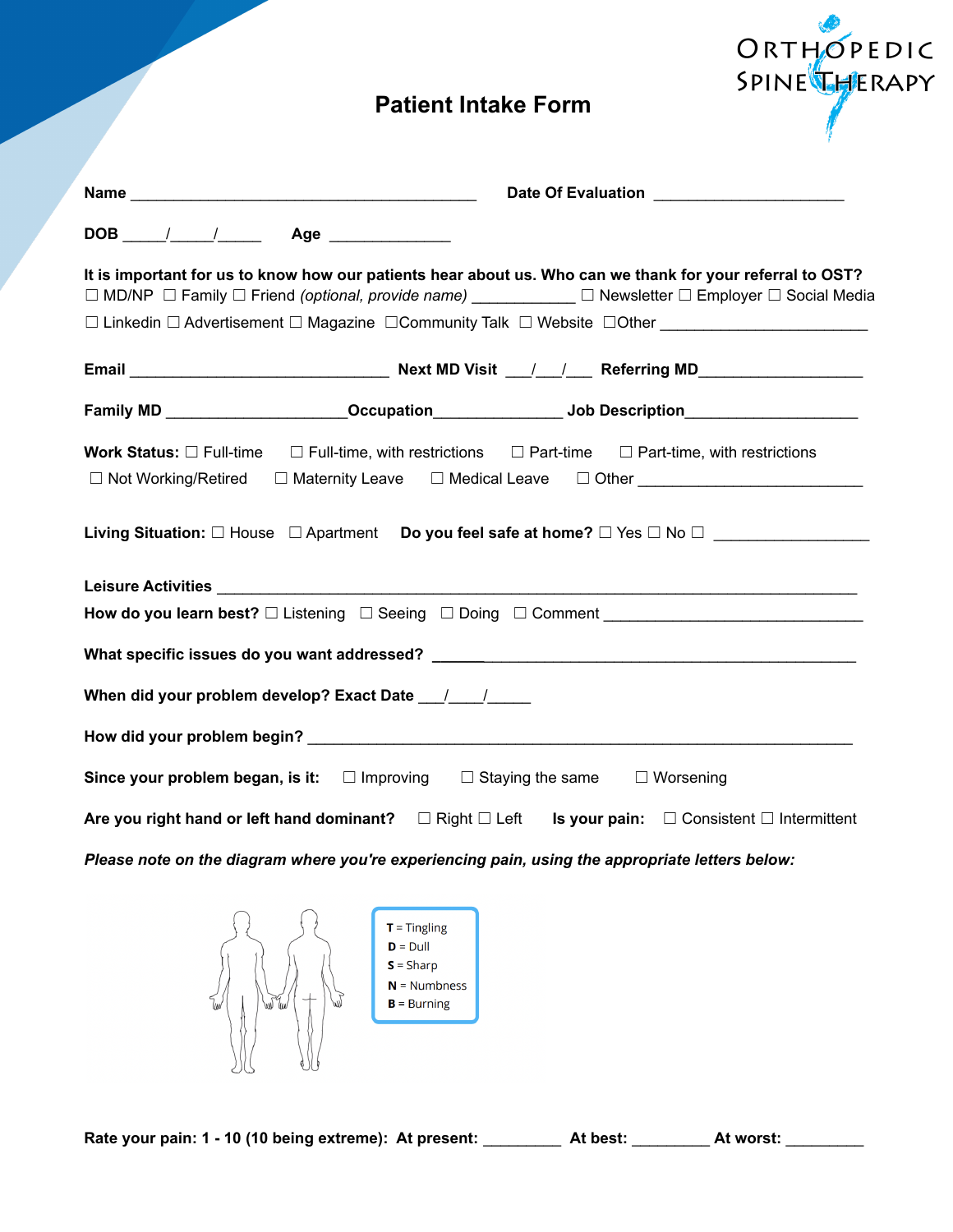ORTHOPEDIC SPINE THERAPY

# Patient Intake Form

**Name** ________________________________________ **Date Of Evaluation** ____________________

**DOB** _____/_____/_____ **Age** _____________

**It is important for us to know how our patients hear about us. Who can we thank for your referral to OST?**
☐ MD/NP ☐ Family ☐ Friend *(optional, provide name)* ____________ ☐ Newsletter ☐ Employer ☐ Social Media
☐ Linkedin ☐ Advertisement ☐ Magazine ☐Community Talk ☐ Website ☐Other ______________________

**Email** ______________________________ **Next MD Visit** ___/___/___ **Referring MD**__________________

**Family MD** ____________________**Occupation**______________ **Job Description**___________________

**Work Status:** ☐ Full-time ☐ Full-time, with restrictions ☐ Part-time ☐ Part-time, with restrictions
☐ Not Working/Retired ☐ Maternity Leave ☐ Medical Leave ☐ Other ________________________

**Living Situation:** ☐ House ☐ Apartment **Do you feel safe at home?** ☐ Yes ☐ No ☐ ________________

**Leisure Activities** ___________________________________________________________________________

**How do you learn best?** ☐ Listening ☐ Seeing ☐ Doing ☐ Comment ___________________________

**What specific issues do you want addressed?** ______________________________________________

**When did your problem develop? Exact Date** ___/____/_____

**How did your problem begin?** ___________________________________________________________

**Since your problem began, is it:** ☐ Improving ☐ Staying the same ☐ Worsening

**Are you right hand or left hand dominant?** ☐ Right ☐ Left **Is your pain:** ☐ Consistent ☐ Intermittent

***Please note on the diagram where you're experiencing pain, using the appropriate letters below:***

**T** = Tingling
**D** = Dull
**S** = Sharp
**N** = Numbness
**B** = Burning

**Rate your pain: 1 - 10 (10 being extreme): At present:** _________ **At best:** _________ **At worst:** _________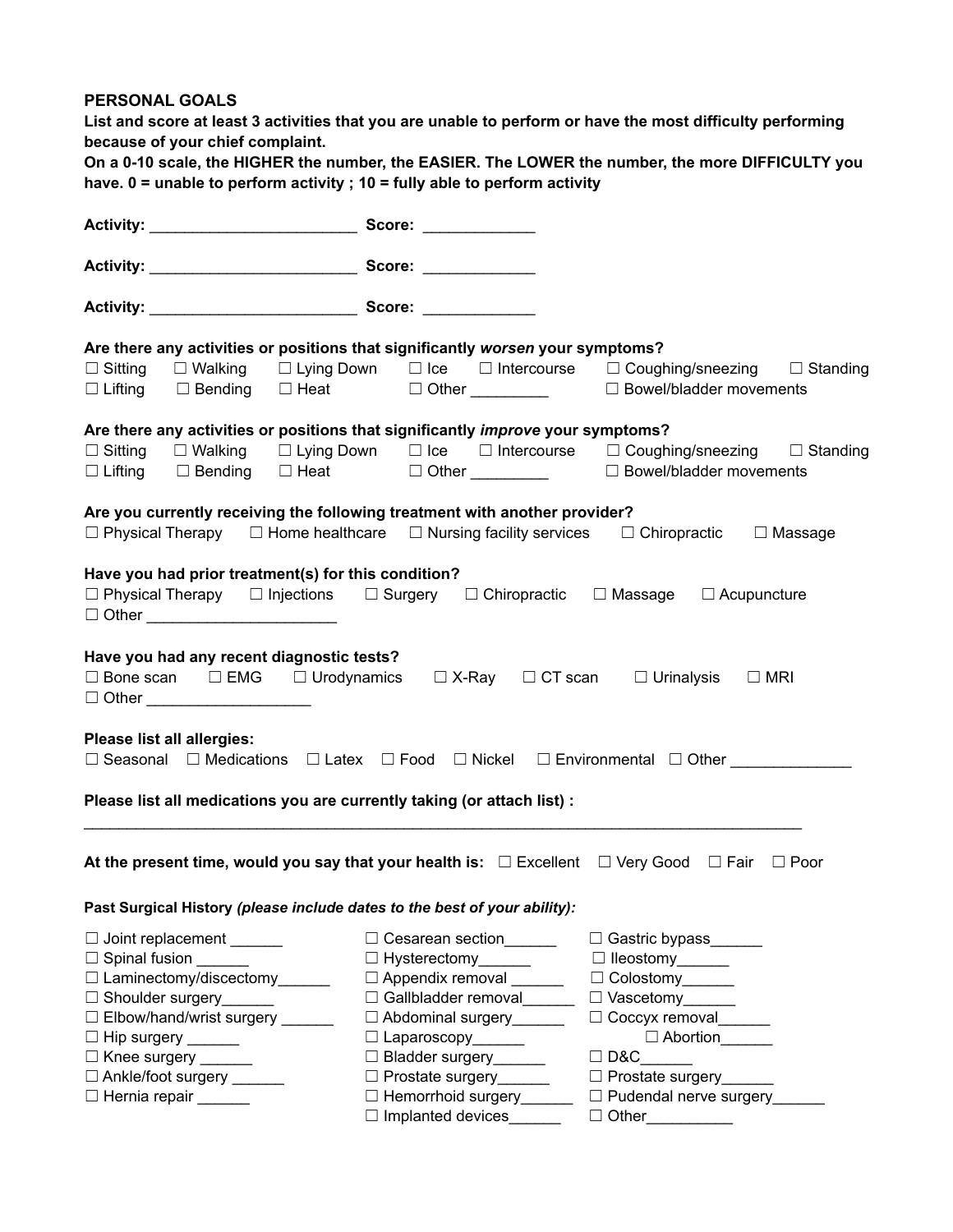**PERSONAL GOALS**

**List and score at least 3 activities that you are unable to perform or have the most difficulty performing because of your chief complaint.**

**On a 0-10 scale, the HIGHER the number, the EASIER. The LOWER the number, the more DIFFICULTY you have. 0 = unable to perform activity ; 10 = fully able to perform activity**

**Activity:** ________________________ **Score:** _____________

**Activity:** ________________________ **Score:** _____________

**Activity:** ________________________ **Score:** _____________

**Are there any activities or positions that significantly *worsen* your symptoms?**

☐ Sitting ☐ Walking ☐ Lying Down ☐ Ice ☐ Intercourse ☐ Coughing/sneezing ☐ Standing
☐ Lifting ☐ Bending ☐ Heat ☐ Other _________ ☐ Bowel/bladder movements

**Are there any activities or positions that significantly *improve* your symptoms?**

☐ Sitting ☐ Walking ☐ Lying Down ☐ Ice ☐ Intercourse ☐ Coughing/sneezing ☐ Standing
☐ Lifting ☐ Bending ☐ Heat ☐ Other _________ ☐ Bowel/bladder movements

**Are you currently receiving the following treatment with another provider?**

☐ Physical Therapy ☐ Home healthcare ☐ Nursing facility services ☐ Chiropractic ☐ Massage

**Have you had prior treatment(s) for this condition?**

☐ Physical Therapy ☐ Injections ☐ Surgery ☐ Chiropractic ☐ Massage ☐ Acupuncture
☐ Other ______________________

**Have you had any recent diagnostic tests?**

☐ Bone scan ☐ EMG ☐ Urodynamics ☐ X-Ray ☐ CT scan ☐ Urinalysis ☐ MRI
☐ Other ___________________

**Please list all allergies:**

☐ Seasonal ☐ Medications ☐ Latex ☐ Food ☐ Nickel ☐ Environmental ☐ Other ______________

**Please list all medications you are currently taking (or attach list) :**

_______________________________________________________________________________________

**At the present time, would you say that your health is:** ☐ Excellent ☐ Very Good ☐ Fair ☐ Poor

**Past Surgical History** ***(please include dates to the best of your ability):***

☐ Joint replacement ______
☐ Spinal fusion ______
☐ Laminectomy/discectomy______
☐ Shoulder surgery______
☐ Elbow/hand/wrist surgery ______
☐ Hip surgery ______
☐ Knee surgery ______
☐ Ankle/foot surgery ______
☐ Hernia repair ______
☐ Cesarean section______
☐ Hysterectomy______
☐ Appendix removal ______
☐ Gallbladder removal______
☐ Abdominal surgery______
☐ Laparoscopy______
☐ Bladder surgery______
☐ Prostate surgery______
☐ Hemorrhoid surgery______
☐ Implanted devices______
☐ Gastric bypass______
☐ Ileostomy______
☐ Colostomy______
☐ Vascetomy______
☐ Coccyx removal______
☐ Abortion______
☐ D&C______
☐ Prostate surgery______
☐ Pudendal nerve surgery______
☐ Other__________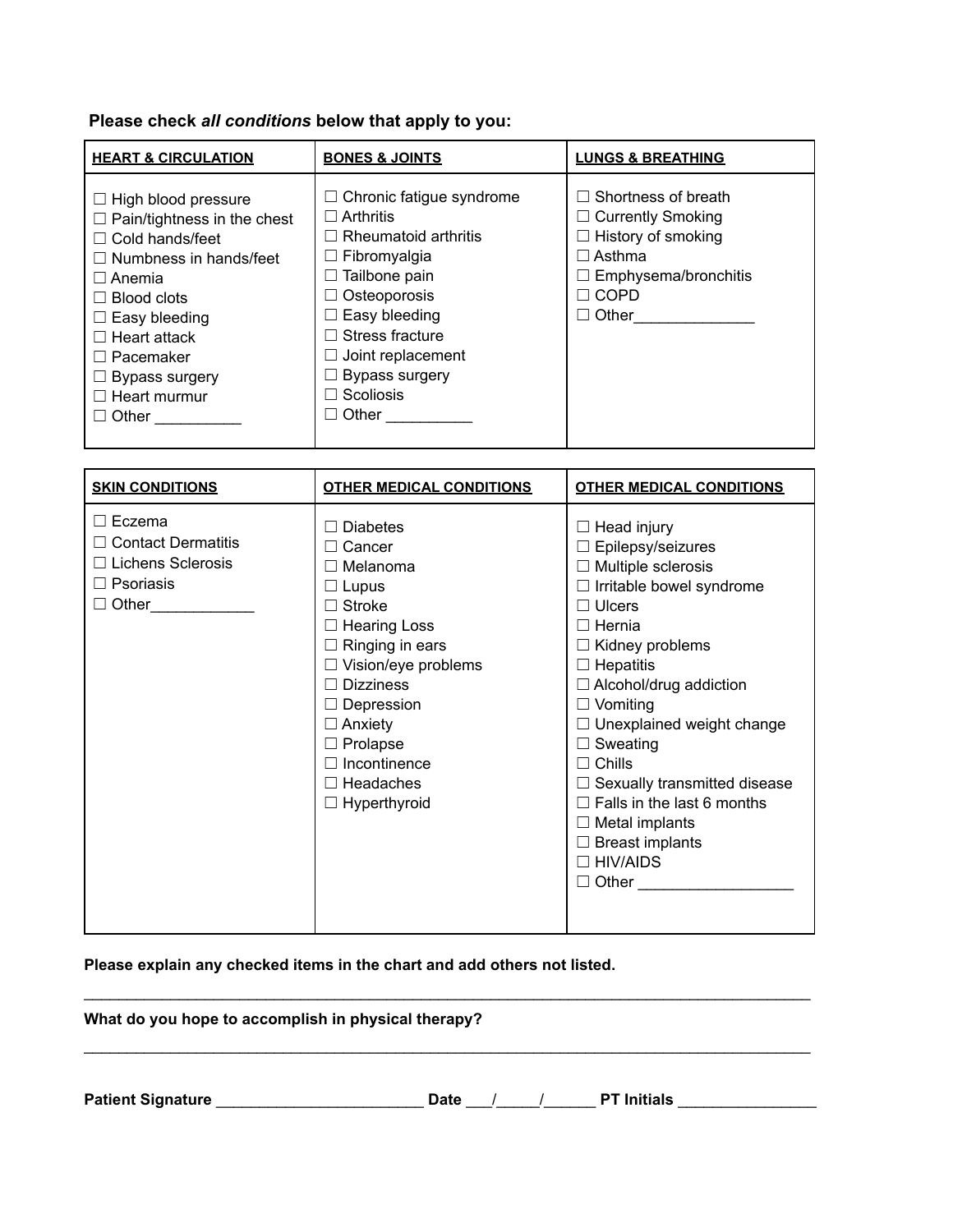**Please check *all conditions* below that apply to you:**

| HEART & CIRCULATION | BONES & JOINTS | LUNGS & BREATHING |
|---|---|---|
| ☐ High blood pressure<br>☐ Pain/tightness in the chest<br>☐ Cold hands/feet<br>☐ Numbness in hands/feet<br>☐ Anemia<br>☐ Blood clots<br>☐ Easy bleeding<br>☐ Heart attack<br>☐ Pacemaker<br>☐ Bypass surgery<br>☐ Heart murmur<br>☐ Other __________ | ☐ Chronic fatigue syndrome<br>☐ Arthritis<br>☐ Rheumatoid arthritis<br>☐ Fibromyalgia<br>☐ Tailbone pain<br>☐ Osteoporosis<br>☐ Easy bleeding<br>☐ Stress fracture<br>☐ Joint replacement<br>☐ Bypass surgery<br>☐ Scoliosis<br>☐ Other __________ | ☐ Shortness of breath<br>☐ Currently Smoking<br>☐ History of smoking<br>☐ Asthma<br>☐ Emphysema/bronchitis<br>☐ COPD<br>☐ Other______________ |

| SKIN CONDITIONS | OTHER MEDICAL CONDITIONS | OTHER MEDICAL CONDITIONS |
|---|---|---|
| ☐ Eczema<br>☐ Contact Dermatitis<br>☐ Lichens Sclerosis<br>☐ Psoriasis<br>☐ Other____________ | ☐ Diabetes<br>☐ Cancer<br>☐ Melanoma<br>☐ Lupus<br>☐ Stroke<br>☐ Hearing Loss<br>☐ Ringing in ears<br>☐ Vision/eye problems<br>☐ Dizziness<br>☐ Depression<br>☐ Anxiety<br>☐ Prolapse<br>☐ Incontinence<br>☐ Headaches<br>☐ Hyperthyroid | ☐ Head injury<br>☐ Epilepsy/seizures<br>☐ Multiple sclerosis<br>☐ Irritable bowel syndrome<br>☐ Ulcers<br>☐ Hernia<br>☐ Kidney problems<br>☐ Hepatitis<br>☐ Alcohol/drug addiction<br>☐ Vomiting<br>☐ Unexplained weight change<br>☐ Sweating<br>☐ Chills<br>☐ Sexually transmitted disease<br>☐ Falls in the last 6 months<br>☐ Metal implants<br>☐ Breast implants<br>☐ HIV/AIDS<br>☐ Other __________________ |

**Please explain any checked items in the chart and add others not listed.**

______________________________________________________________________________________

**What do you hope to accomplish in physical therapy?**

______________________________________________________________________________________

**Patient Signature** ________________________ **Date** ___/_____/______ **PT Initials** ________________